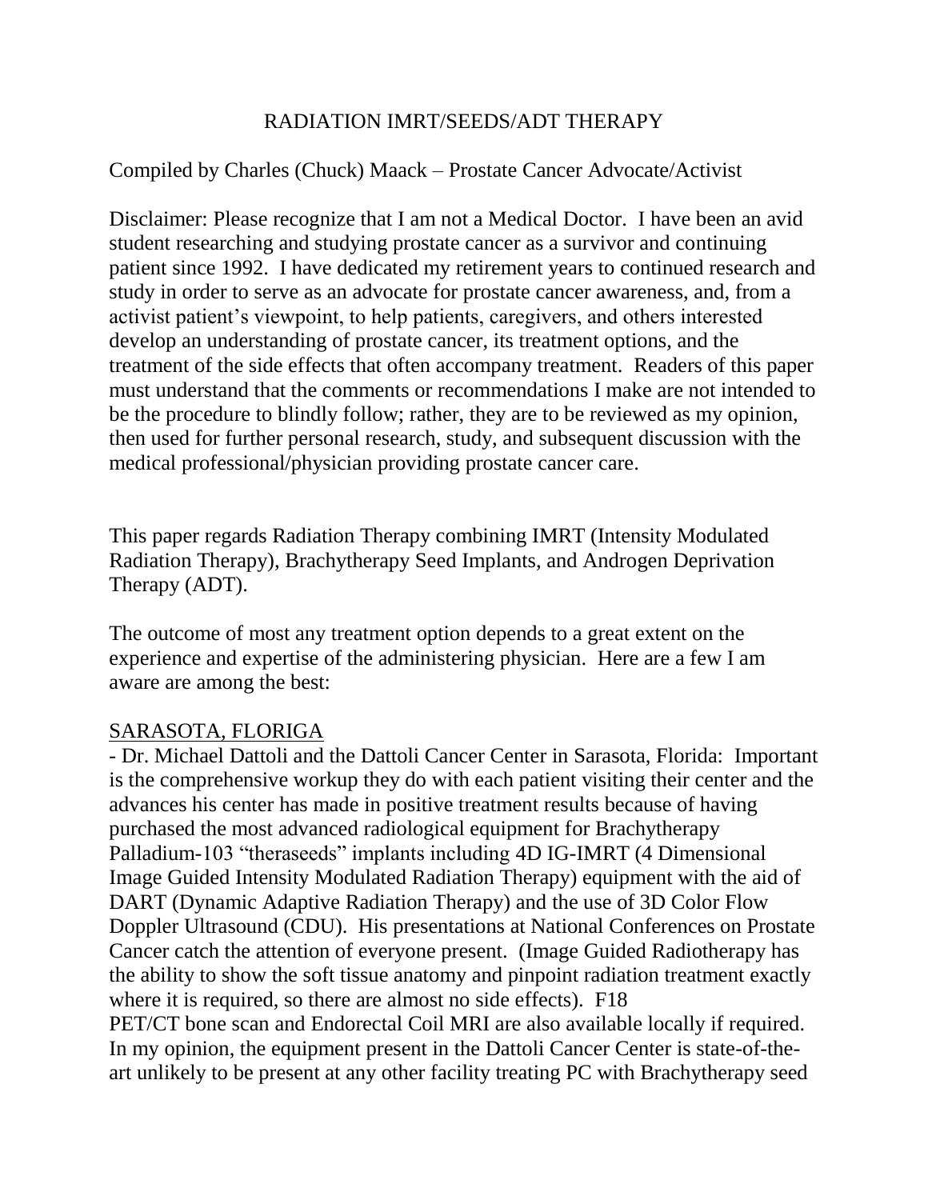# RADIATION IMRT/SEEDS/ADT THERAPY

Compiled by Charles (Chuck) Maack – Prostate Cancer Advocate/Activist

Disclaimer: Please recognize that I am not a Medical Doctor. I have been an avid student researching and studying prostate cancer as a survivor and continuing patient since 1992. I have dedicated my retirement years to continued research and study in order to serve as an advocate for prostate cancer awareness, and, from a activist patient's viewpoint, to help patients, caregivers, and others interested develop an understanding of prostate cancer, its treatment options, and the treatment of the side effects that often accompany treatment. Readers of this paper must understand that the comments or recommendations I make are not intended to be the procedure to blindly follow; rather, they are to be reviewed as my opinion, then used for further personal research, study, and subsequent discussion with the medical professional/physician providing prostate cancer care.

This paper regards Radiation Therapy combining IMRT (Intensity Modulated Radiation Therapy), Brachytherapy Seed Implants, and Androgen Deprivation Therapy (ADT).

The outcome of most any treatment option depends to a great extent on the experience and expertise of the administering physician. Here are a few I am aware are among the best:

<u>SARASOTA, FLORIGA</u>

- Dr. Michael Dattoli and the Dattoli Cancer Center in Sarasota, Florida: Important is the comprehensive workup they do with each patient visiting their center and the advances his center has made in positive treatment results because of having purchased the most advanced radiological equipment for Brachytherapy Palladium-103 "theraseeds" implants including 4D IG-IMRT (4 Dimensional Image Guided Intensity Modulated Radiation Therapy) equipment with the aid of DART (Dynamic Adaptive Radiation Therapy) and the use of 3D Color Flow Doppler Ultrasound (CDU). His presentations at National Conferences on Prostate Cancer catch the attention of everyone present. (Image Guided Radiotherapy has the ability to show the soft tissue anatomy and pinpoint radiation treatment exactly where it is required, so there are almost no side effects). F18 PET/CT bone scan and Endorectal Coil MRI are also available locally if required. In my opinion, the equipment present in the Dattoli Cancer Center is state-of-the-art unlikely to be present at any other facility treating PC with Brachytherapy seed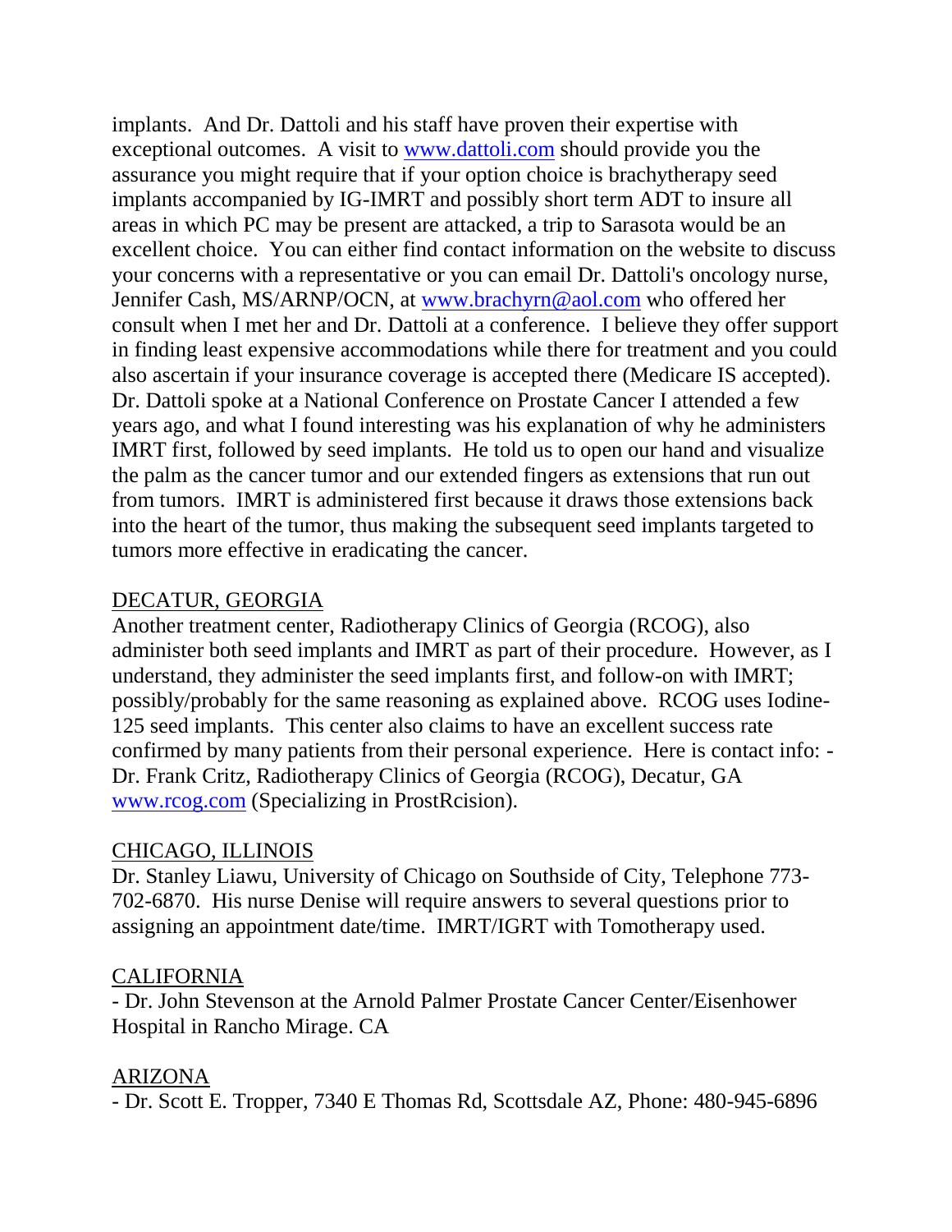implants. And Dr. Dattoli and his staff have proven their expertise with exceptional outcomes. A visit to [www.dattoli.com](http://www.dattoli.com) should provide you the assurance you might require that if your option choice is brachytherapy seed implants accompanied by IG-IMRT and possibly short term ADT to insure all areas in which PC may be present are attacked, a trip to Sarasota would be an excellent choice. You can either find contact information on the website to discuss your concerns with a representative or you can email Dr. Dattoli's oncology nurse, Jennifer Cash, MS/ARNP/OCN, at [www.brachyrn@aol.com](mailto:www.brachyrn@aol.com) who offered her consult when I met her and Dr. Dattoli at a conference. I believe they offer support in finding least expensive accommodations while there for treatment and you could also ascertain if your insurance coverage is accepted there (Medicare IS accepted). Dr. Dattoli spoke at a National Conference on Prostate Cancer I attended a few years ago, and what I found interesting was his explanation of why he administers IMRT first, followed by seed implants. He told us to open our hand and visualize the palm as the cancer tumor and our extended fingers as extensions that run out from tumors. IMRT is administered first because it draws those extensions back into the heart of the tumor, thus making the subsequent seed implants targeted to tumors more effective in eradicating the cancer.

DECATUR, GEORGIA

Another treatment center, Radiotherapy Clinics of Georgia (RCOG), also administer both seed implants and IMRT as part of their procedure. However, as I understand, they administer the seed implants first, and follow-on with IMRT; possibly/probably for the same reasoning as explained above. RCOG uses Iodine-125 seed implants. This center also claims to have an excellent success rate confirmed by many patients from their personal experience. Here is contact info: - Dr. Frank Critz, Radiotherapy Clinics of Georgia (RCOG), Decatur, GA [www.rcog.com](http://www.rcog.com) (Specializing in ProstRcision).

CHICAGO, ILLINOIS

Dr. Stanley Liawu, University of Chicago on Southside of City, Telephone 773-702-6870. His nurse Denise will require answers to several questions prior to assigning an appointment date/time. IMRT/IGRT with Tomotherapy used.

CALIFORNIA

- Dr. John Stevenson at the Arnold Palmer Prostate Cancer Center/Eisenhower Hospital in Rancho Mirage. CA

ARIZONA

- Dr. Scott E. Tropper, 7340 E Thomas Rd, Scottsdale AZ, Phone: 480-945-6896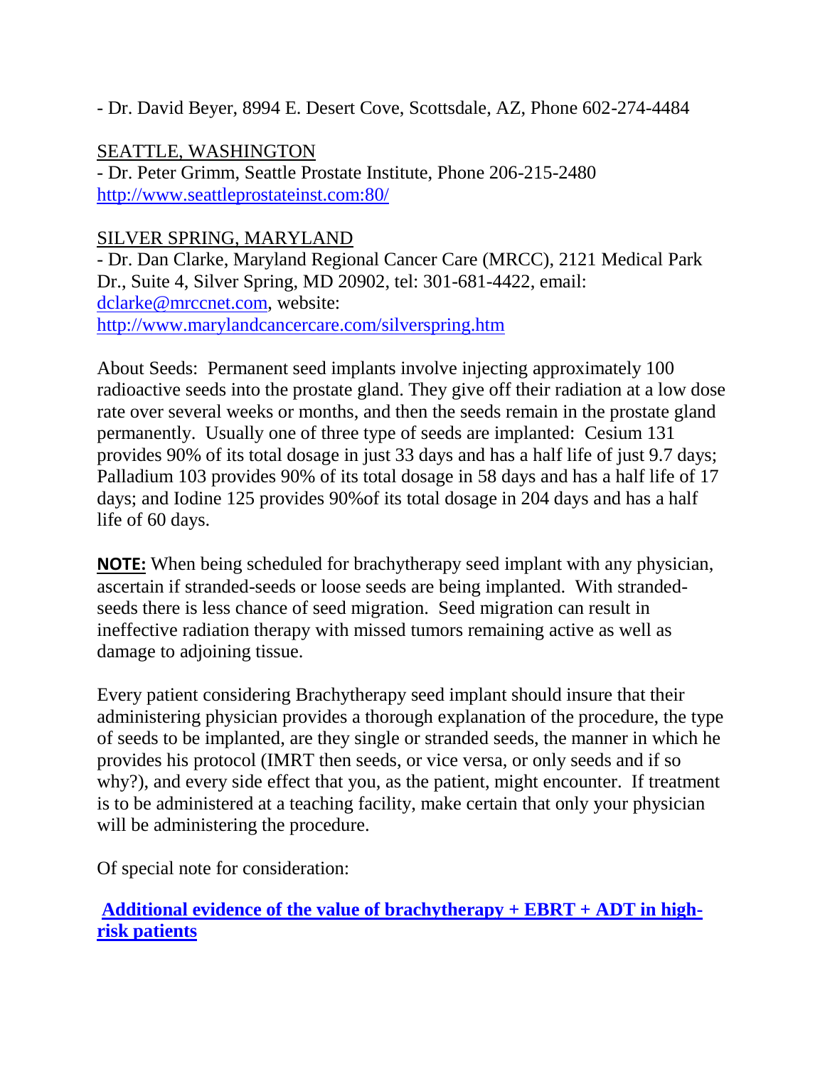- Dr. David Beyer, 8994 E. Desert Cove, Scottsdale, AZ, Phone 602-274-4484

SEATTLE, WASHINGTON

- Dr. Peter Grimm, Seattle Prostate Institute, Phone 206-215-2480 [http://www.seattleprostateinst.com:80/](http://www.seattleprostateinst.com:80/)

SILVER SPRING, MARYLAND

- Dr. Dan Clarke, Maryland Regional Cancer Care (MRCC), 2121 Medical Park Dr., Suite 4, Silver Spring, MD 20902, tel: 301-681-4422, email: [dclarke@mrccnet.com](mailto:dclarke@mrccnet.com), website: [http://www.marylandcancercare.com/silverspring.htm](http://www.marylandcancercare.com/silverspring.htm)

About Seeds: Permanent seed implants involve injecting approximately 100 radioactive seeds into the prostate gland. They give off their radiation at a low dose rate over several weeks or months, and then the seeds remain in the prostate gland permanently. Usually one of three type of seeds are implanted: Cesium 131 provides 90% of its total dosage in just 33 days and has a half life of just 9.7 days; Palladium 103 provides 90% of its total dosage in 58 days and has a half life of 17 days; and Iodine 125 provides 90%of its total dosage in 204 days and has a half life of 60 days.

**NOTE:** When being scheduled for brachytherapy seed implant with any physician, ascertain if stranded-seeds or loose seeds are being implanted. With stranded-seeds there is less chance of seed migration. Seed migration can result in ineffective radiation therapy with missed tumors remaining active as well as damage to adjoining tissue.

Every patient considering Brachytherapy seed implant should insure that their administering physician provides a thorough explanation of the procedure, the type of seeds to be implanted, are they single or stranded seeds, the manner in which he provides his protocol (IMRT then seeds, or vice versa, or only seeds and if so why?), and every side effect that you, as the patient, might encounter. If treatment is to be administered at a teaching facility, make certain that only your physician will be administering the procedure.

Of special note for consideration:

**Additional evidence of the value of brachytherapy + EBRT + ADT in high-risk patients**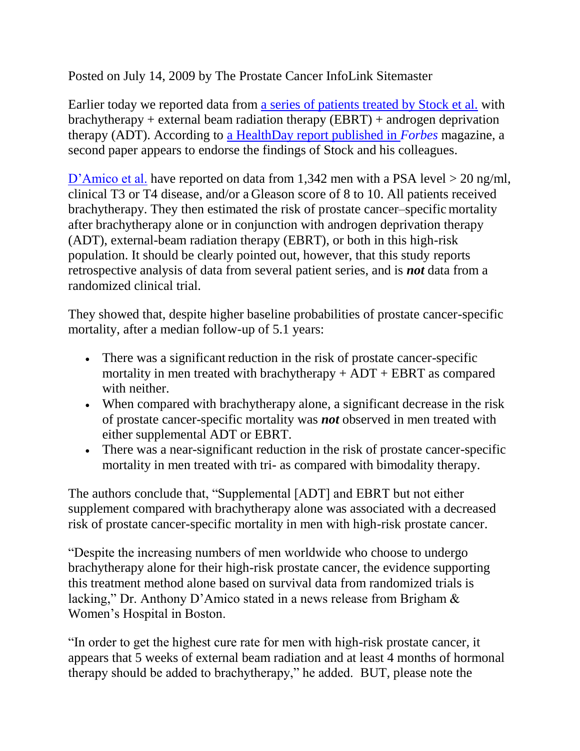Posted on July 14, 2009 by The Prostate Cancer InfoLink Sitemaster

Earlier today we reported data from [a series of patients treated by Stock et al.]() with brachytherapy + external beam radiation therapy (EBRT) + androgen deprivation therapy (ADT). According to [a HealthDay report published in *Forbes*]() magazine, a second paper appears to endorse the findings of Stock and his colleagues.

[D'Amico et al.]() have reported on data from 1,342 men with a PSA level > 20 ng/ml, clinical T3 or T4 disease, and/or a Gleason score of 8 to 10. All patients received brachytherapy. They then estimated the risk of prostate cancer–specific mortality after brachytherapy alone or in conjunction with androgen deprivation therapy (ADT), external-beam radiation therapy (EBRT), or both in this high-risk population. It should be clearly pointed out, however, that this study reports retrospective analysis of data from several patient series, and is ***not*** data from a randomized clinical trial.

They showed that, despite higher baseline probabilities of prostate cancer-specific mortality, after a median follow-up of 5.1 years:

- There was a significant reduction in the risk of prostate cancer-specific mortality in men treated with brachytherapy + ADT + EBRT as compared with neither.
- When compared with brachytherapy alone, a significant decrease in the risk of prostate cancer-specific mortality was ***not*** observed in men treated with either supplemental ADT or EBRT.
- There was a near-significant reduction in the risk of prostate cancer-specific mortality in men treated with tri- as compared with bimodality therapy.

The authors conclude that, "Supplemental [ADT] and EBRT but not either supplement compared with brachytherapy alone was associated with a decreased risk of prostate cancer-specific mortality in men with high-risk prostate cancer.

"Despite the increasing numbers of men worldwide who choose to undergo brachytherapy alone for their high-risk prostate cancer, the evidence supporting this treatment method alone based on survival data from randomized trials is lacking," Dr. Anthony D'Amico stated in a news release from Brigham & Women's Hospital in Boston.

"In order to get the highest cure rate for men with high-risk prostate cancer, it appears that 5 weeks of external beam radiation and at least 4 months of hormonal therapy should be added to brachytherapy," he added. BUT, please note the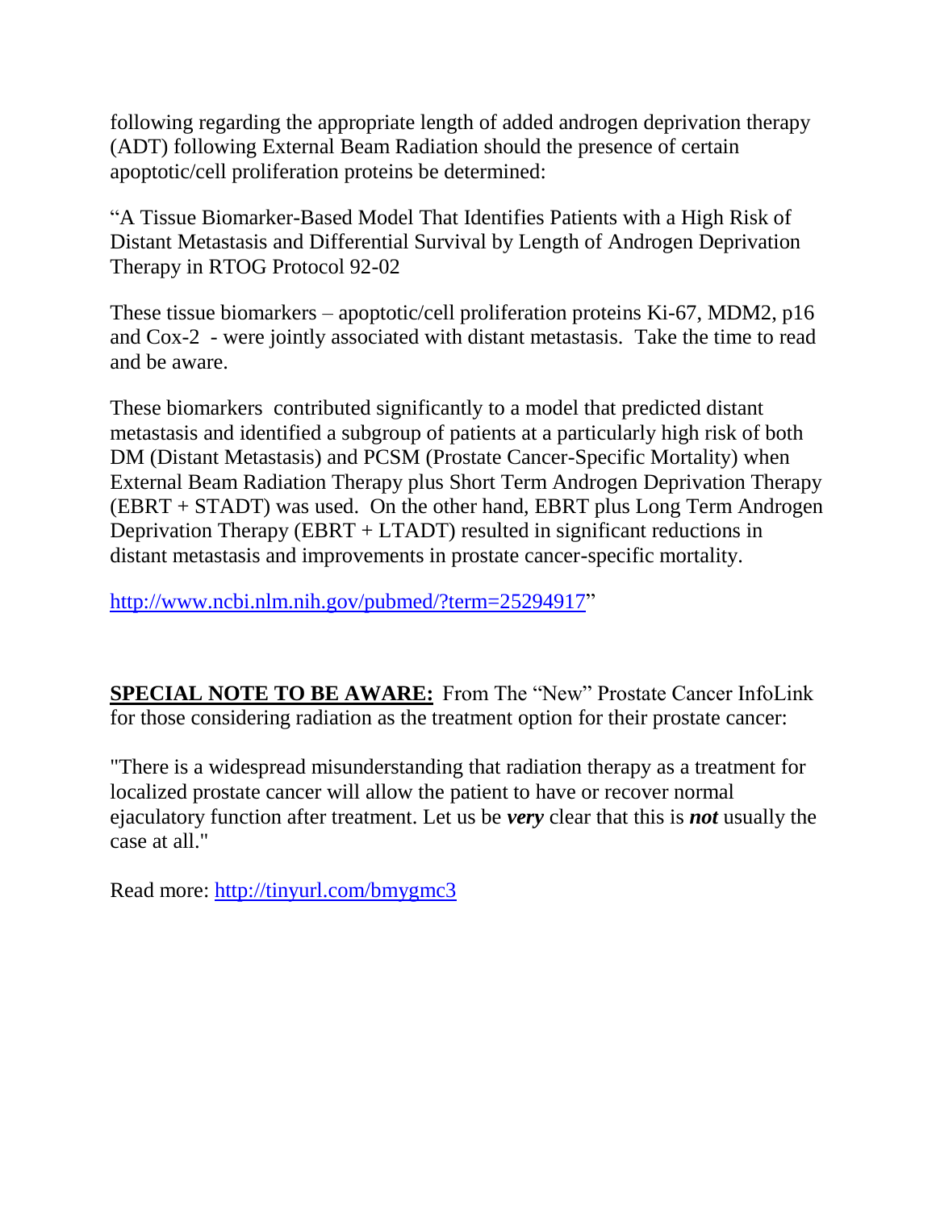following regarding the appropriate length of added androgen deprivation therapy (ADT) following External Beam Radiation should the presence of certain apoptotic/cell proliferation proteins be determined:

"A Tissue Biomarker-Based Model That Identifies Patients with a High Risk of Distant Metastasis and Differential Survival by Length of Androgen Deprivation Therapy in RTOG Protocol 92-02

These tissue biomarkers – apoptotic/cell proliferation proteins Ki-67, MDM2, p16 and Cox-2 - were jointly associated with distant metastasis. Take the time to read and be aware.

These biomarkers contributed significantly to a model that predicted distant metastasis and identified a subgroup of patients at a particularly high risk of both DM (Distant Metastasis) and PCSM (Prostate Cancer-Specific Mortality) when External Beam Radiation Therapy plus Short Term Androgen Deprivation Therapy (EBRT + STADT) was used. On the other hand, EBRT plus Long Term Androgen Deprivation Therapy (EBRT + LTADT) resulted in significant reductions in distant metastasis and improvements in prostate cancer-specific mortality.

http://www.ncbi.nlm.nih.gov/pubmed/?term=25294917"

**SPECIAL NOTE TO BE AWARE:** From The "New" Prostate Cancer InfoLink for those considering radiation as the treatment option for their prostate cancer:

"There is a widespread misunderstanding that radiation therapy as a treatment for localized prostate cancer will allow the patient to have or recover normal ejaculatory function after treatment. Let us be ***very*** clear that this is ***not*** usually the case at all."

Read more: http://tinyurl.com/bmygmc3